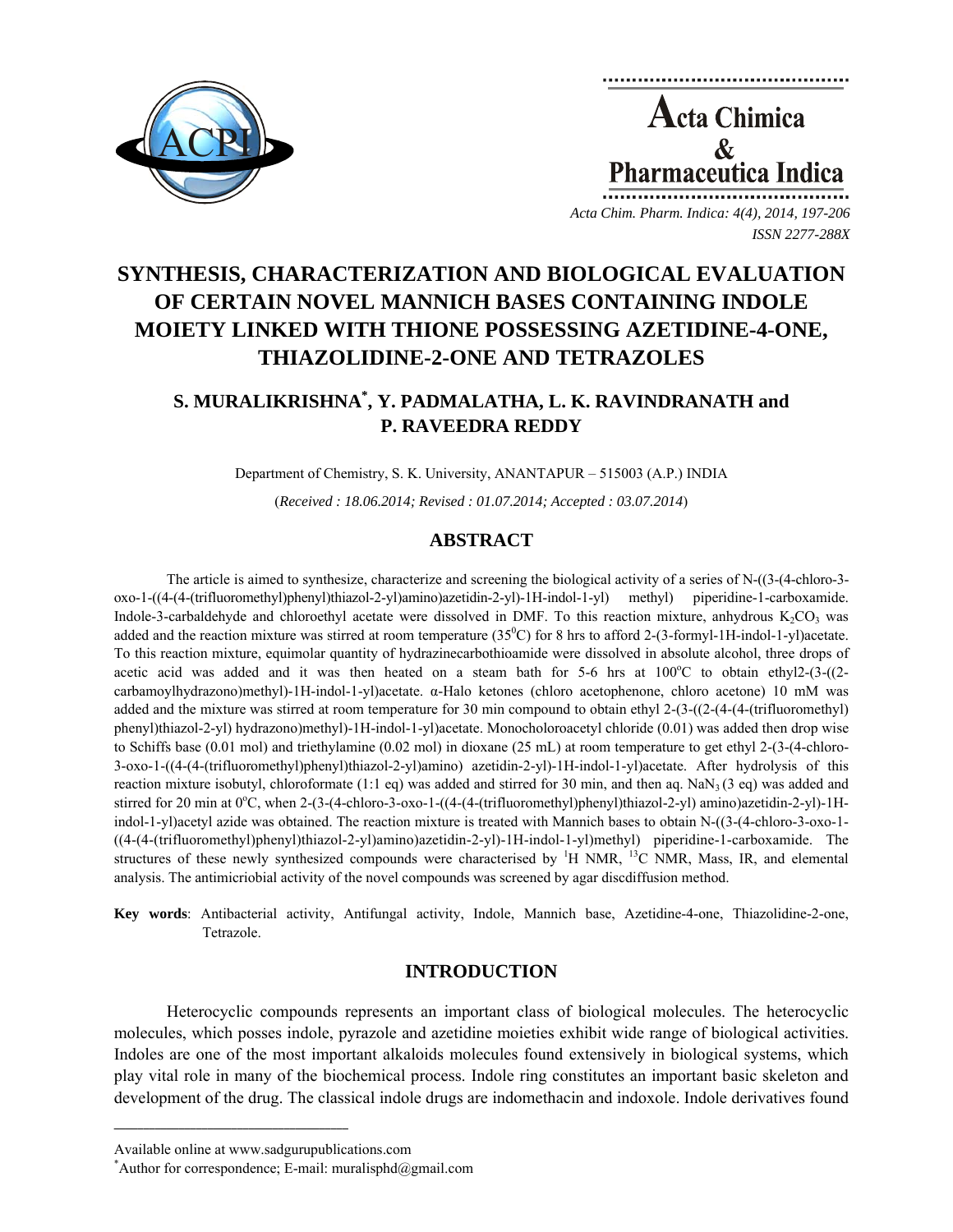# SYNTHESIS, CHARACTERIZATION AND BIOLOGICAL EVALUATION OF CERTAIN NOVEL MANNICH BASES CONTAINING INDOLE MOIETY LINKED WITH THIONE POSSESSING AZETIDINE-4-ONE, THIAZOLIDINE-2-ONE AND TETRAZOLES

**S. MURALIKRISHNA*, Y. PADMALATHA, L. K. RAVINDRANATH and P. RAVEEDRA REDDY**

Department of Chemistry, S. K. University, ANANTAPUR – 515003 (A.P.) INDIA

(*Received : 18.06.2014; Revised : 01.07.2014; Accepted : 03.07.2014*)

## ABSTRACT

The article is aimed to synthesize, characterize and screening the biological activity of a series of N-((3-(4-chloro-3-oxo-1-((4-(4-(trifluoromethyl)phenyl)thiazol-2-yl)amino)azetidin-2-yl)-1H-indol-1-yl) methyl) piperidine-1-carboxamide. Indole-3-carbaldehyde and chloroethyl acetate were dissolved in DMF. To this reaction mixture, anhydrous $K_2CO_3$ was added and the reaction mixture was stirred at room temperature (35$^0$C) for 8 hrs to afford 2-(3-formyl-1H-indol-1-yl)acetate. To this reaction mixture, equimolar quantity of hydrazinecarbothioamide were dissolved in absolute alcohol, three drops of acetic acid was added and it was then heated on a steam bath for 5-6 hrs at 100$^o$C to obtain ethyl2-(3-((2-carbamoylhydrazono)methyl)-1H-indol-1-yl)acetate. α-Halo ketones (chloro acetophenone, chloro acetone) 10 mM was added and the mixture was stirred at room temperature for 30 min compound to obtain ethyl 2-(3-((2-(4-(4-(trifluoromethyl) phenyl)thiazol-2-yl) hydrazono)methyl)-1H-indol-1-yl)acetate. Monocholoroacetyl chloride (0.01) was added then drop wise to Schiffs base (0.01 mol) and triethylamine (0.02 mol) in dioxane (25 mL) at room temperature to get ethyl 2-(3-(4-chloro-3-oxo-1-((4-(4-(trifluoromethyl)phenyl)thiazol-2-yl)amino) azetidin-2-yl)-1H-indol-1-yl)acetate. After hydrolysis of this reaction mixture isobutyl, chloroformate (1:1 eq) was added and stirred for 30 min, and then aq. $NaN_3$ (3 eq) was added and stirred for 20 min at 0$^o$C, when 2-(3-(4-chloro-3-oxo-1-((4-(4-(trifluoromethyl)phenyl)thiazol-2-yl) amino)azetidin-2-yl)-1H-indol-1-yl)acetyl azide was obtained. The reaction mixture is treated with Mannich bases to obtain N-((3-(4-chloro-3-oxo-1-((4-(4-(trifluoromethyl)phenyl)thiazol-2-yl)amino)azetidin-2-yl)-1H-indol-1-yl)methyl) piperidine-1-carboxamide. The structures of these newly synthesized compounds were characterised by $^1$H NMR, $^{13}$C NMR, Mass, IR, and elemental analysis. The antimicriobial activity of the novel compounds was screened by agar discdiffusion method.

**Key words**: Antibacterial activity, Antifungal activity, Indole, Mannich base, Azetidine-4-one, Thiazolidine-2-one, Tetrazole.

## INTRODUCTION

Heterocyclic compounds represents an important class of biological molecules. The heterocyclic molecules, which posses indole, pyrazole and azetidine moieties exhibit wide range of biological activities. Indoles are one of the most important alkaloids molecules found extensively in biological systems, which play vital role in many of the biochemical process. Indole ring constitutes an important basic skeleton and development of the drug. The classical indole drugs are indomethacin and indoxole. Indole derivatives found

---

Available online at www.sadgurupublications.com

*Author for correspondence; E-mail: muralisphd@gmail.com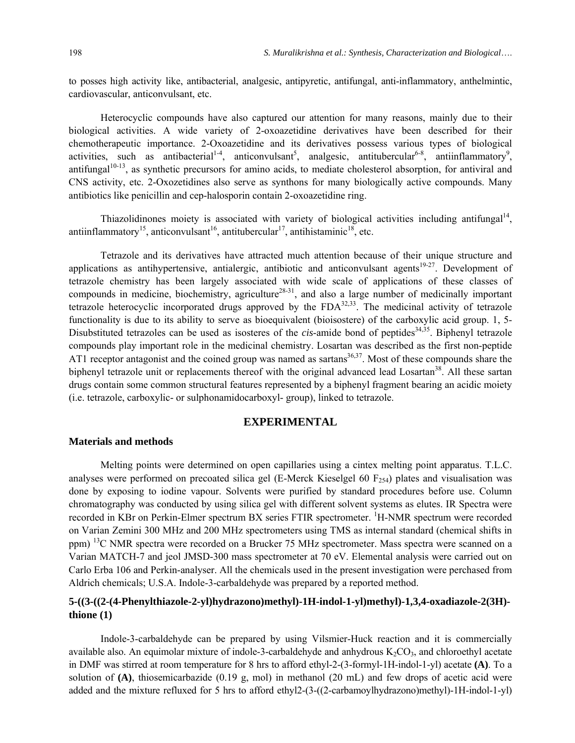to posses high activity like, antibacterial, analgesic, antipyretic, antifungal, anti-inflammatory, anthelmintic, cardiovascular, anticonvulsant, etc.

Heterocyclic compounds have also captured our attention for many reasons, mainly due to their biological activities. A wide variety of 2-oxoazetidine derivatives have been described for their chemotherapeutic importance. 2-Oxoazetidine and its derivatives possess various types of biological activities, such as antibacterial[1-4], anticonvulsant[5], analgesic, antitubercular[6-8], antiinflammatory[9], antifungal[10-13], as synthetic precursors for amino acids, to mediate cholesterol absorption, for antiviral and CNS activity, etc. 2-Oxozetidines also serve as synthons for many biologically active compounds. Many antibiotics like penicillin and cep-halosporin contain 2-oxoazetidine ring.

Thiazolidinones moiety is associated with variety of biological activities including antifungal[14], antiinflammatory[15], anticonvulsant[16], antitubercular[17], antihistaminic[18], etc.

Tetrazole and its derivatives have attracted much attention because of their unique structure and applications as antihypertensive, antialergic, antibiotic and anticonvulsant agents[19-27]. Development of tetrazole chemistry has been largely associated with wide scale of applications of these classes of compounds in medicine, biochemistry, agriculture[28-31], and also a large number of medicinally important tetrazole heterocyclic incorporated drugs approved by the FDA[32,33]. The medicinal activity of tetrazole functionality is due to its ability to serve as bioequivalent (bioisostere) of the carboxylic acid group. 1, 5-Disubstituted tetrazoles can be used as isosteres of the *cis*-amide bond of peptides[34,35]. Biphenyl tetrazole compounds play important role in the medicinal chemistry. Losartan was described as the first non-peptide AT1 receptor antagonist and the coined group was named as sartans[36,37]. Most of these compounds share the biphenyl tetrazole unit or replacements thereof with the original advanced lead Losartan[38]. All these sartan drugs contain some common structural features represented by a biphenyl fragment bearing an acidic moiety (i.e. tetrazole, carboxylic- or sulphonamidocarboxyl- group), linked to tetrazole.

## EXPERIMENTAL

### Materials and methods

Melting points were determined on open capillaries using a cintex melting point apparatus. T.L.C. analyses were performed on precoated silica gel (E-Merck Kieselgel 60 $F_{254}$) plates and visualisation was done by exposing to iodine vapour. Solvents were purified by standard procedures before use. Column chromatography was conducted by using silica gel with different solvent systems as elutes. IR Spectra were recorded in KBr on Perkin-Elmer spectrum BX series FTIR spectrometer. $^{1}$H-NMR spectrum were recorded on Varian Zemini 300 MHz and 200 MHz spectrometers using TMS as internal standard (chemical shifts in ppm) $^{13}$C NMR spectra were recorded on a Brucker 75 MHz spectrometer. Mass spectra were scanned on a Varian MATCH-7 and jeol JMSD-300 mass spectrometer at 70 eV. Elemental analysis were carried out on Carlo Erba 106 and Perkin-analyser. All the chemicals used in the present investigation were perchased from Aldrich chemicals; U.S.A. Indole-3-carbaldehyde was prepared by a reported method.

### 5-((3-((2-(4-Phenylthiazole-2-yl)hydrazono)methyl)-1H-indol-1-yl)methyl)-1,3,4-oxadiazole-2(3H)-thione (1)

Indole-3-carbaldehyde can be prepared by using Vilsmier-Huck reaction and it is commercially available also. An equimolar mixture of indole-3-carbaldehyde and anhydrous $K_2CO_3$, and chloroethyl acetate in DMF was stirred at room temperature for 8 hrs to afford ethyl-2-(3-formyl-1H-indol-1-yl) acetate **(A)**. To a solution of **(A)**, thiosemicarbazide (0.19 g, mol) in methanol (20 mL) and few drops of acetic acid were added and the mixture refluxed for 5 hrs to afford ethyl2-(3-((2-carbamoylhydrazono)methyl)-1H-indol-1-yl)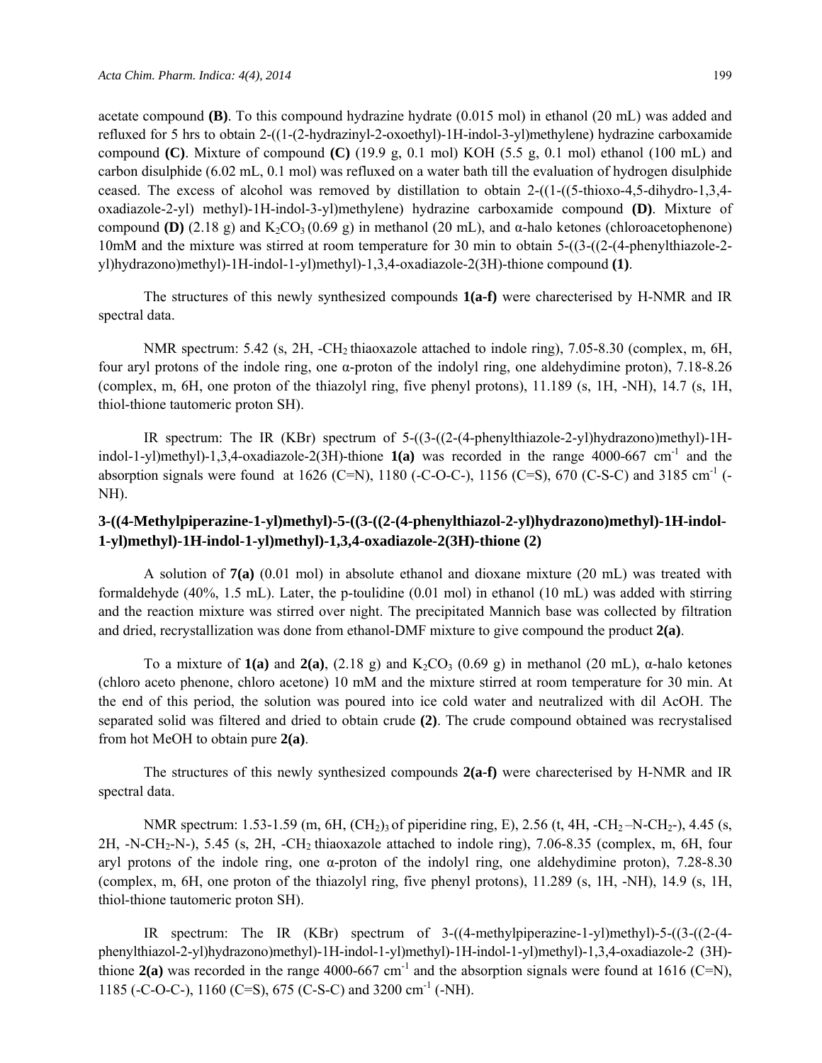acetate compound **(B)**. To this compound hydrazine hydrate (0.015 mol) in ethanol (20 mL) was added and refluxed for 5 hrs to obtain 2-((1-(2-hydrazinyl-2-oxoethyl)-1H-indol-3-yl)methylene) hydrazine carboxamide compound **(C)**. Mixture of compound **(C)** (19.9 g, 0.1 mol) KOH (5.5 g, 0.1 mol) ethanol (100 mL) and carbon disulphide (6.02 mL, 0.1 mol) was refluxed on a water bath till the evaluation of hydrogen disulphide ceased. The excess of alcohol was removed by distillation to obtain 2-((1-((5-thioxo-4,5-dihydro-1,3,4-oxadiazole-2-yl) methyl)-1H-indol-3-yl)methylene) hydrazine carboxamide compound **(D)**. Mixture of compound **(D)** (2.18 g) and $K_2CO_3$ (0.69 g) in methanol (20 mL), and α-halo ketones (chloroacetophenone) 10mM and the mixture was stirred at room temperature for 30 min to obtain 5-((3-((2-(4-phenylthiazole-2-yl)hydrazono)methyl)-1H-indol-1-yl)methyl)-1,3,4-oxadiazole-2(3H)-thione compound **(1)**.

The structures of this newly synthesized compounds **1(a-f)** were charecterised by H-NMR and IR spectral data.

NMR spectrum: 5.42 (s, 2H, $-CH_2$ thiaoxazole attached to indole ring), 7.05-8.30 (complex, m, 6H, four aryl protons of the indole ring, one α-proton of the indolyl ring, one aldehydimine proton), 7.18-8.26 (complex, m, 6H, one proton of the thiazolyl ring, five phenyl protons), 11.189 (s, 1H, -NH), 14.7 (s, 1H, thiol-thione tautomeric proton SH).

IR spectrum: The IR (KBr) spectrum of 5-((3-((2-(4-phenylthiazole-2-yl)hydrazono)methyl)-1H-indol-1-yl)methyl)-1,3,4-oxadiazole-2(3H)-thione **1(a)** was recorded in the range 4000-667 $cm^{-1}$ and the absorption signals were found at 1626 (C=N), 1180 (-C-O-C-), 1156 (C=S), 670 (C-S-C) and 3185 $cm^{-1}$ (-NH).

### 3-((4-Methylpiperazine-1-yl)methyl)-5-((3-((2-(4-phenylthiazol-2-yl)hydrazono)methyl)-1H-indol-1-yl)methyl)-1H-indol-1-yl)methyl)-1,3,4-oxadiazole-2(3H)-thione (2)

A solution of **7(a)** (0.01 mol) in absolute ethanol and dioxane mixture (20 mL) was treated with formaldehyde (40%, 1.5 mL). Later, the p-toulidine (0.01 mol) in ethanol (10 mL) was added with stirring and the reaction mixture was stirred over night. The precipitated Mannich base was collected by filtration and dried, recrystallization was done from ethanol-DMF mixture to give compound the product **2(a)**.

To a mixture of **1(a)** and **2(a)**, (2.18 g) and $K_2CO_3$ (0.69 g) in methanol (20 mL), α-halo ketones (chloro aceto phenone, chloro acetone) 10 mM and the mixture stirred at room temperature for 30 min. At the end of this period, the solution was poured into ice cold water and neutralized with dil AcOH. The separated solid was filtered and dried to obtain crude **(2)**. The crude compound obtained was recrystalised from hot MeOH to obtain pure **2(a)**.

The structures of this newly synthesized compounds **2(a-f)** were charecterised by H-NMR and IR spectral data.

NMR spectrum: 1.53-1.59 (m, 6H, $(CH_2)_3$ of piperidine ring, E), 2.56 (t, 4H, $-CH_2$ –N-$CH_2$-), 4.45 (s, 2H, -N-$CH_2$-N-), 5.45 (s, 2H, $-CH_2$ thiaoxazole attached to indole ring), 7.06-8.35 (complex, m, 6H, four aryl protons of the indole ring, one α-proton of the indolyl ring, one aldehydimine proton), 7.28-8.30 (complex, m, 6H, one proton of the thiazolyl ring, five phenyl protons), 11.289 (s, 1H, -NH), 14.9 (s, 1H, thiol-thione tautomeric proton SH).

IR spectrum: The IR (KBr) spectrum of 3-((4-methylpiperazine-1-yl)methyl)-5-((3-((2-(4-phenylthiazol-2-yl)hydrazono)methyl)-1H-indol-1-yl)methyl)-1H-indol-1-yl)methyl)-1,3,4-oxadiazole-2 (3H)-thione **2(a)** was recorded in the range 4000-667 $cm^{-1}$ and the absorption signals were found at 1616 (C=N), 1185 (-C-O-C-), 1160 (C=S), 675 (C-S-C) and 3200 $cm^{-1}$ (-NH).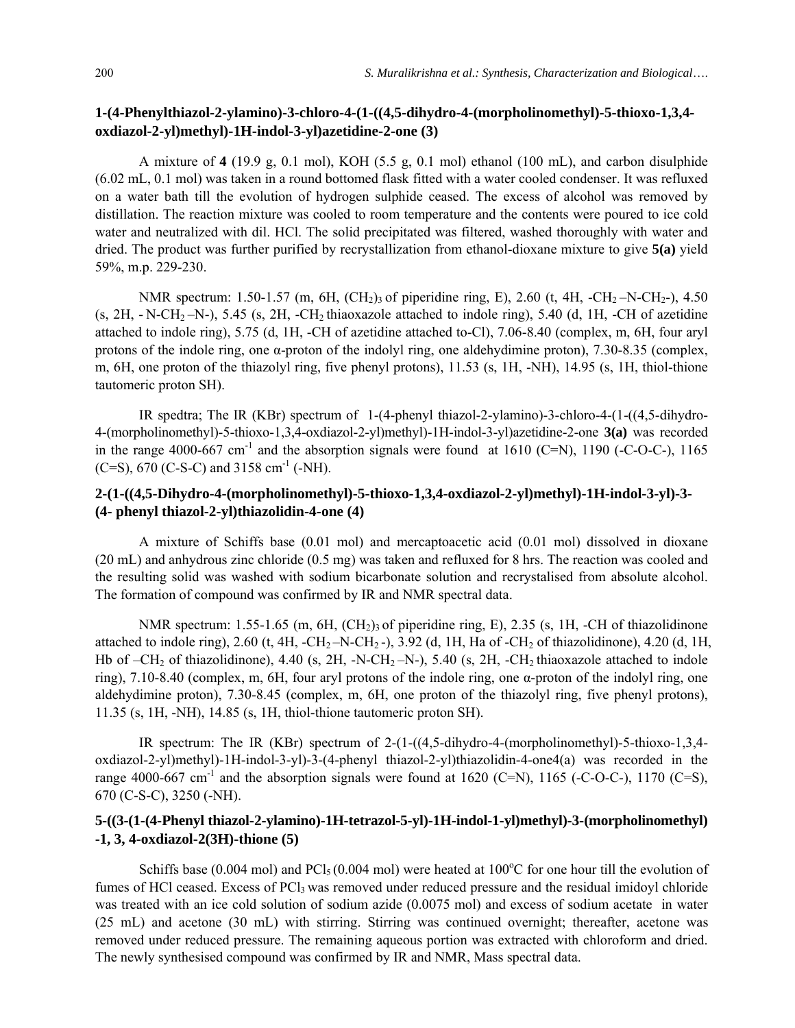### 1-(4-Phenylthiazol-2-ylamino)-3-chloro-4-(1-((4,5-dihydro-4-(morpholinomethyl)-5-thioxo-1,3,4-oxdiazol-2-yl)methyl)-1H-indol-3-yl)azetidine-2-one (3)

A mixture of **4** (19.9 g, 0.1 mol), KOH (5.5 g, 0.1 mol) ethanol (100 mL), and carbon disulphide (6.02 mL, 0.1 mol) was taken in a round bottomed flask fitted with a water cooled condenser. It was refluxed on a water bath till the evolution of hydrogen sulphide ceased. The excess of alcohol was removed by distillation. The reaction mixture was cooled to room temperature and the contents were poured to ice cold water and neutralized with dil. HCl. The solid precipitated was filtered, washed thoroughly with water and dried. The product was further purified by recrystallization from ethanol-dioxane mixture to give **5(a)** yield 59%, m.p. 229-230.

NMR spectrum: 1.50-1.57 (m, 6H, $(CH_2)_3$ of piperidine ring, E), 2.60 (t, 4H, $-CH_2$ –N-$CH_2$-), 4.50 (s, 2H, - N-$CH_2$ –N-), 5.45 (s, 2H, -$CH_2$ thiaoxazole attached to indole ring), 5.40 (d, 1H, -CH of azetidine attached to indole ring), 5.75 (d, 1H, -CH of azetidine attached to-Cl), 7.06-8.40 (complex, m, 6H, four aryl protons of the indole ring, one α-proton of the indolyl ring, one aldehydimine proton), 7.30-8.35 (complex, m, 6H, one proton of the thiazolyl ring, five phenyl protons), 11.53 (s, 1H, -NH), 14.95 (s, 1H, thiol-thione tautomeric proton SH).

IR spedtra; The IR (KBr) spectrum of 1-(4-phenyl thiazol-2-ylamino)-3-chloro-4-(1-((4,5-dihydro-4-(morpholinomethyl)-5-thioxo-1,3,4-oxdiazol-2-yl)methyl)-1H-indol-3-yl)azetidine-2-one **3(a)** was recorded in the range 4000-667 $cm^{-1}$ and the absorption signals were found at 1610 (C=N), 1190 (-C-O-C-), 1165 (C=S), 670 (C-S-C) and 3158 $cm^{-1}$ (-NH).

### 2-(1-((4,5-Dihydro-4-(morpholinomethyl)-5-thioxo-1,3,4-oxdiazol-2-yl)methyl)-1H-indol-3-yl)-3-(4- phenyl thiazol-2-yl)thiazolidin-4-one (4)

A mixture of Schiffs base (0.01 mol) and mercaptoacetic acid (0.01 mol) dissolved in dioxane (20 mL) and anhydrous zinc chloride (0.5 mg) was taken and refluxed for 8 hrs. The reaction was cooled and the resulting solid was washed with sodium bicarbonate solution and recrystalised from absolute alcohol. The formation of compound was confirmed by IR and NMR spectral data.

NMR spectrum: 1.55-1.65 (m, 6H, $(CH_2)_3$ of piperidine ring, E), 2.35 (s, 1H, -CH of thiazolidinone attached to indole ring), 2.60 (t, 4H, -$CH_2$ –N-$CH_2$ -), 3.92 (d, 1H, Ha of -$CH_2$ of thiazolidinone), 4.20 (d, 1H, Hb of –$CH_2$ of thiazolidinone), 4.40 (s, 2H, -N-$CH_2$ –N-), 5.40 (s, 2H, -$CH_2$ thiaoxazole attached to indole ring), 7.10-8.40 (complex, m, 6H, four aryl protons of the indole ring, one α-proton of the indolyl ring, one aldehydimine proton), 7.30-8.45 (complex, m, 6H, one proton of the thiazolyl ring, five phenyl protons), 11.35 (s, 1H, -NH), 14.85 (s, 1H, thiol-thione tautomeric proton SH).

IR spectrum: The IR (KBr) spectrum of 2-(1-((4,5-dihydro-4-(morpholinomethyl)-5-thioxo-1,3,4-oxdiazol-2-yl)methyl)-1H-indol-3-yl)-3-(4-phenyl thiazol-2-yl)thiazolidin-4-one4(a) was recorded in the range 4000-667 $cm^{-1}$ and the absorption signals were found at 1620 (C=N), 1165 (-C-O-C-), 1170 (C=S), 670 (C-S-C), 3250 (-NH).

### 5-((3-(1-(4-Phenyl thiazol-2-ylamino)-1H-tetrazol-5-yl)-1H-indol-1-yl)methyl)-3-(morpholinomethyl) -1, 3, 4-oxdiazol-2(3H)-thione (5)

Schiffs base (0.004 mol) and $PCl_5$ (0.004 mol) were heated at 100°C for one hour till the evolution of fumes of HCl ceased. Excess of $PCl_3$ was removed under reduced pressure and the residual imidoyl chloride was treated with an ice cold solution of sodium azide (0.0075 mol) and excess of sodium acetate in water (25 mL) and acetone (30 mL) with stirring. Stirring was continued overnight; thereafter, acetone was removed under reduced pressure. The remaining aqueous portion was extracted with chloroform and dried. The newly synthesised compound was confirmed by IR and NMR, Mass spectral data.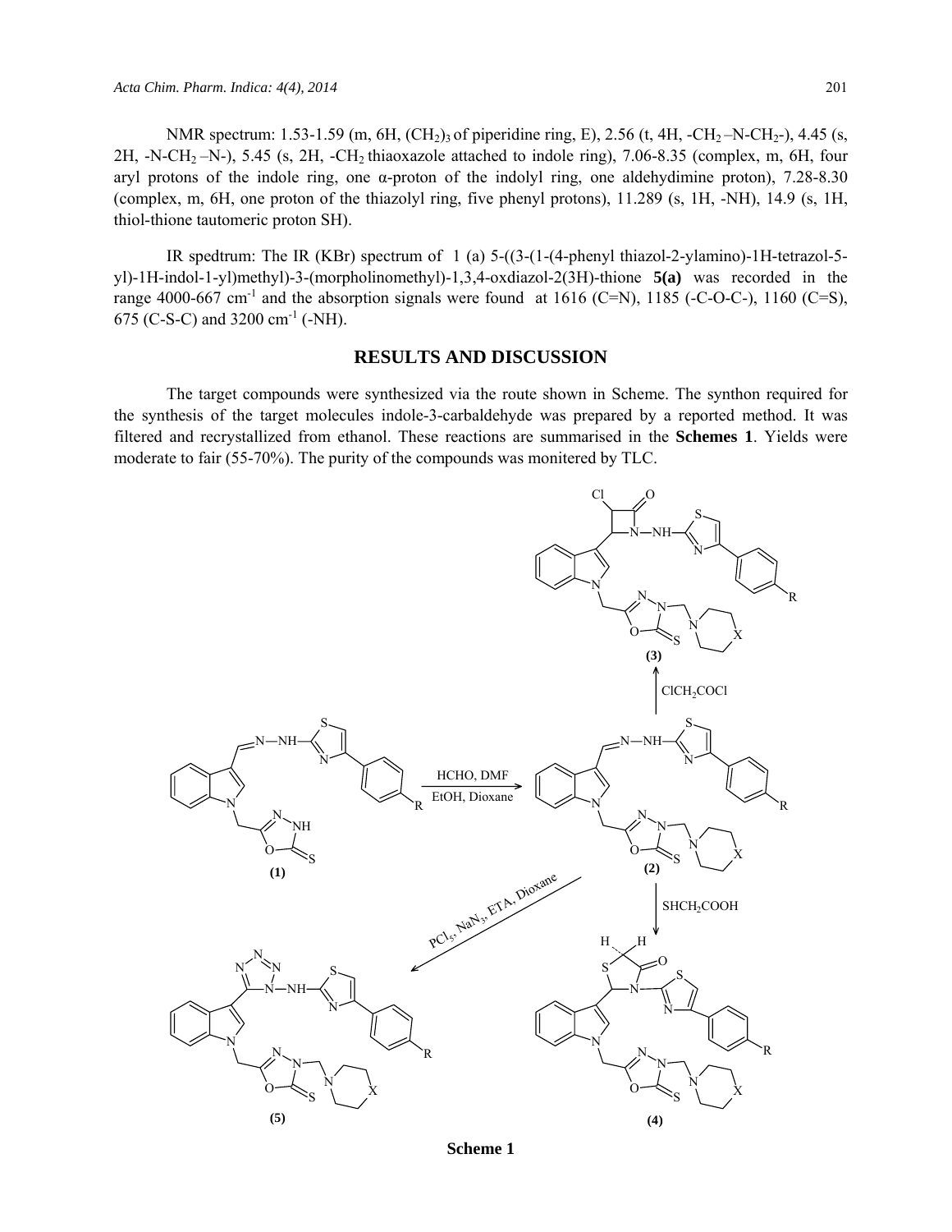NMR spectrum: 1.53-1.59 (m, 6H, $(CH_2)_3$ of piperidine ring, E), 2.56 (t, 4H, $-CH_2-N-CH_2-$), 4.45 (s, 2H, $-N-CH_2-N-$), 5.45 (s, 2H, $-CH_2$ thiaoxazole attached to indole ring), 7.06-8.35 (complex, m, 6H, four aryl protons of the indole ring, one α-proton of the indolyl ring, one aldehydimine proton), 7.28-8.30 (complex, m, 6H, one proton of the thiazolyl ring, five phenyl protons), 11.289 (s, 1H, -NH), 14.9 (s, 1H, thiol-thione tautomeric proton SH).

IR spedtrum: The IR (KBr) spectrum of 1 (a) 5-((3-(1-(4-phenyl thiazol-2-ylamino)-1H-tetrazol-5-yl)-1H-indol-1-yl)methyl)-3-(morpholinomethyl)-1,3,4-oxdiazol-2(3H)-thione **5(a)** was recorded in the range 4000-667 $cm^{-1}$ and the absorption signals were found at 1616 (C=N), 1185 (-C-O-C-), 1160 (C=S), 675 (C-S-C) and 3200 $cm^{-1}$ (-NH).

## RESULTS AND DISCUSSION

The target compounds were synthesized via the route shown in Scheme. The synthon required for the synthesis of the target molecules indole-3-carbaldehyde was prepared by a reported method. It was filtered and recrystallized from ethanol. These reactions are summarised in the **Schemes 1**. Yields were moderate to fair (55-70%). The purity of the compounds was monitered by TLC.

**Scheme 1**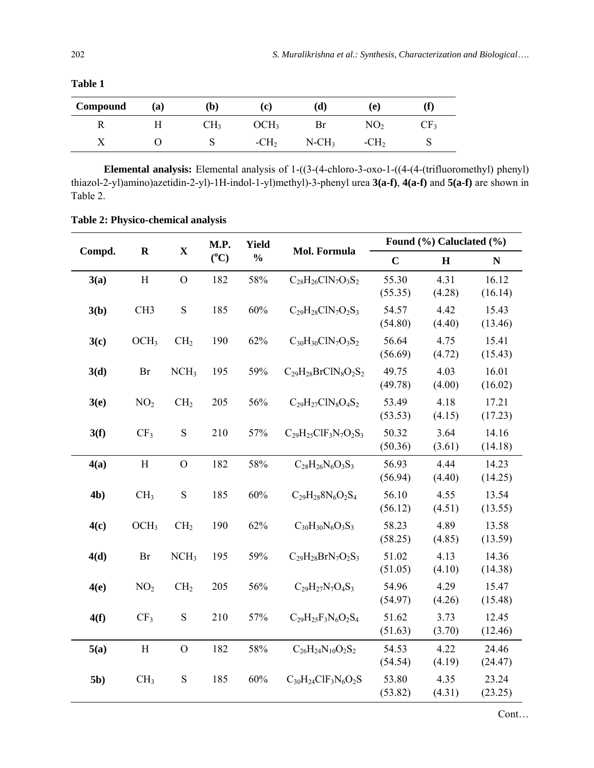**Table 1**

| Compound | (a) | (b) | (c) | (d) | (e) | (f) |
|---|---|---|---|---|---|---|
| R | H | $CH_3$ | $OCH_3$ | Br | $NO_2$ | $CF_3$ |
| X | O | S | $-CH_2$ | $N-CH_3$ | $-CH_2$ | S |

**Elemental analysis:** Elemental analysis of 1-((3-(4-chloro-3-oxo-1-((4-(4-(trifluoromethyl) phenyl) thiazol-2-yl)amino)azetidin-2-yl)-1H-indol-1-yl)methyl)-3-phenyl urea **3(a-f)**, **4(a-f)** and **5(a-f)** are shown in Table 2.

**Table 2: Physico-chemical analysis**

| Compd. | R | X | M.P. (°C) | Yield % | Mol. Formula | Found (%) Caluclated (%) | | |
|---|---|---|---|---|---|---|---|---|
| | | | | | | C | H | N |
| **3(a)** | H | O | 182 | 58% | $C_{28}H_{26}ClN_7O_3S_2$ | 55.30 (55.35) | 4.31 (4.28) | 16.12 (16.14) |
| **3(b)** | CH3 | S | 185 | 60% | $C_{29}H_{28}ClN_7O_2S_3$ | 54.57 (54.80) | 4.42 (4.40) | 15.43 (13.46) |
| **3(c)** | $OCH_3$ | $CH_2$ | 190 | 62% | $C_{30}H_{30}ClN_7O_3S_2$ | 56.64 (56.69) | 4.75 (4.72) | 15.41 (15.43) |
| **3(d)** | Br | $NCH_3$ | 195 | 59% | $C_{29}H_{28}BrClN_8O_2S_2$ | 49.75 (49.78) | 4.03 (4.00) | 16.01 (16.02) |
| **3(e)** | $NO_2$ | $CH_2$ | 205 | 56% | $C_{29}H_{27}ClN_8O_4S_2$ | 53.49 (53.53) | 4.18 (4.15) | 17.21 (17.23) |
| **3(f)** | $CF_3$ | S | 210 | 57% | $C_{29}H_{25}ClF_3N_7O_2S_3$ | 50.32 (50.36) | 3.64 (3.61) | 14.16 (14.18) |
| **4(a)** | H | O | 182 | 58% | $C_{28}H_{26}N_6O_3S_3$ | 56.93 (56.94) | 4.44 (4.40) | 14.23 (14.25) |
| **4b)** | $CH_3$ | S | 185 | 60% | $C_{29}H_{28}8N_6O_2S_4$ | 56.10 (56.12) | 4.55 (4.51) | 13.54 (13.55) |
| **4(c)** | $OCH_3$ | $CH_2$ | 190 | 62% | $C_{30}H_{30}N_6O_3S_3$ | 58.23 (58.25) | 4.89 (4.85) | 13.58 (13.59) |
| **4(d)** | Br | $NCH_3$ | 195 | 59% | $C_{29}H_{28}BrN_7O_2S_3$ | 51.02 (51.05) | 4.13 (4.10) | 14.36 (14.38) |
| **4(e)** | $NO_2$ | $CH_2$ | 205 | 56% | $C_{29}H_{27}N_7O_4S_3$ | 54.96 (54.97) | 4.29 (4.26) | 15.47 (15.48) |
| **4(f)** | $CF_3$ | S | 210 | 57% | $C_{29}H_{25}F_3N_6O_2S_4$ | 51.62 (51.63) | 3.73 (3.70) | 12.45 (12.46) |
| **5(a)** | H | O | 182 | 58% | $C_{26}H_{24}N_{10}O_2S_2$ | 54.53 (54.54) | 4.22 (4.19) | 24.46 (24.47) |
| **5b)** | $CH_3$ | S | 185 | 60% | $C_{30}H_{24}ClF_3N_6O_2S$ | 53.80 (53.82) | 4.35 (4.31) | 23.24 (23.25) |

Cont…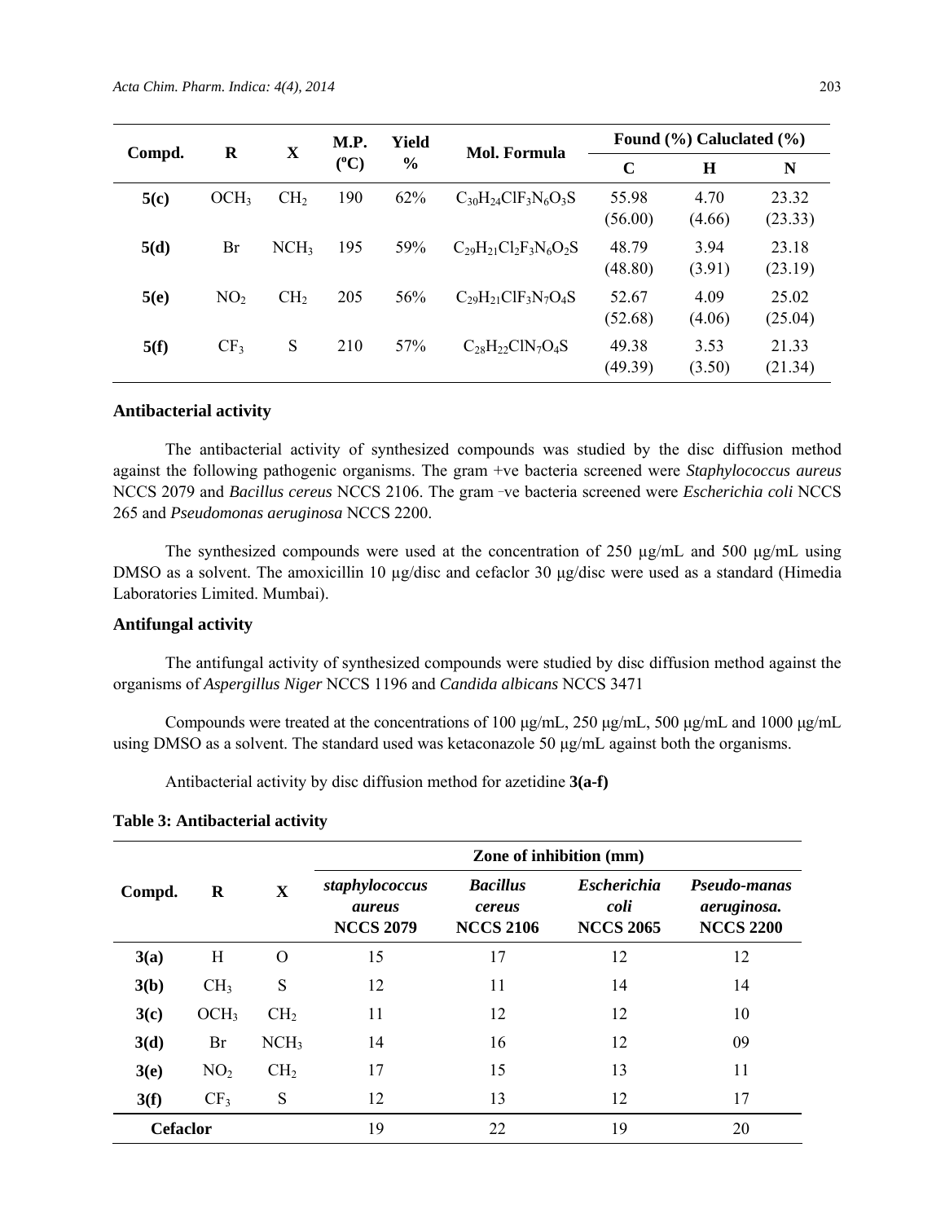| Compd. | R | X | M.P. (°C) | Yield % | Mol. Formula | Found (%) Caluclated (%) | | |
|---|---|---|---|---|---|---|---|---|
| | | | | | | C | H | N |
| **5(c)** | $OCH_3$ | $CH_2$ | 190 | 62% | $C_{30}H_{24}ClF_3N_6O_3S$ | 55.98 (56.00) | 4.70 (4.66) | 23.32 (23.33) |
| **5(d)** | Br | $NCH_3$ | 195 | 59% | $C_{29}H_{21}Cl_2F_3N_6O_2S$ | 48.79 (48.80) | 3.94 (3.91) | 23.18 (23.19) |
| **5(e)** | $NO_2$ | $CH_2$ | 205 | 56% | $C_{29}H_{21}ClF_3N_7O_4S$ | 52.67 (52.68) | 4.09 (4.06) | 25.02 (25.04) |
| **5(f)** | $CF_3$ | S | 210 | 57% | $C_{28}H_{22}ClN_7O_4S$ | 49.38 (49.39) | 3.53 (3.50) | 21.33 (21.34) |

## Antibacterial activity

The antibacterial activity of synthesized compounds was studied by the disc diffusion method against the following pathogenic organisms. The gram +ve bacteria screened were *Staphylococcus aureus* NCCS 2079 and *Bacillus cereus* NCCS 2106. The gram –ve bacteria screened were *Escherichia coli* NCCS 265 and *Pseudomonas aeruginosa* NCCS 2200.

The synthesized compounds were used at the concentration of 250 µg/mL and 500 µg/mL using DMSO as a solvent. The amoxicillin 10 µg/disc and cefaclor 30 µg/disc were used as a standard (Himedia Laboratories Limited. Mumbai).

## Antifungal activity

The antifungal activity of synthesized compounds were studied by disc diffusion method against the organisms of *Aspergillus Niger* NCCS 1196 and *Candida albicans* NCCS 3471

Compounds were treated at the concentrations of 100 µg/mL, 250 µg/mL, 500 µg/mL and 1000 µg/mL using DMSO as a solvent. The standard used was ketaconazole 50 µg/mL against both the organisms.

Antibacterial activity by disc diffusion method for azetidine **3(a-f)**

**Table 3: Antibacterial activity**

| Compd. | R | X | Zone of inhibition (mm) | | | |
|---|---|---|---|---|---|---|
| | | | ***staphylococcus aureus* NCCS 2079** | ***Bacillus cereus* NCCS 2106** | ***Escherichia coli* NCCS 2065** | ***Pseudo-manas aeruginosa.* NCCS 2200** |
| **3(a)** | H | O | 15 | 17 | 12 | 12 |
| **3(b)** | $CH_3$ | S | 12 | 11 | 14 | 14 |
| **3(c)** | $OCH_3$ | $CH_2$ | 11 | 12 | 12 | 10 |
| **3(d)** | Br | $NCH_3$ | 14 | 16 | 12 | 09 |
| **3(e)** | $NO_2$ | $CH_2$ | 17 | 15 | 13 | 11 |
| **3(f)** | $CF_3$ | S | 12 | 13 | 12 | 17 |
| **Cefaclor** | | | 19 | 22 | 19 | 20 |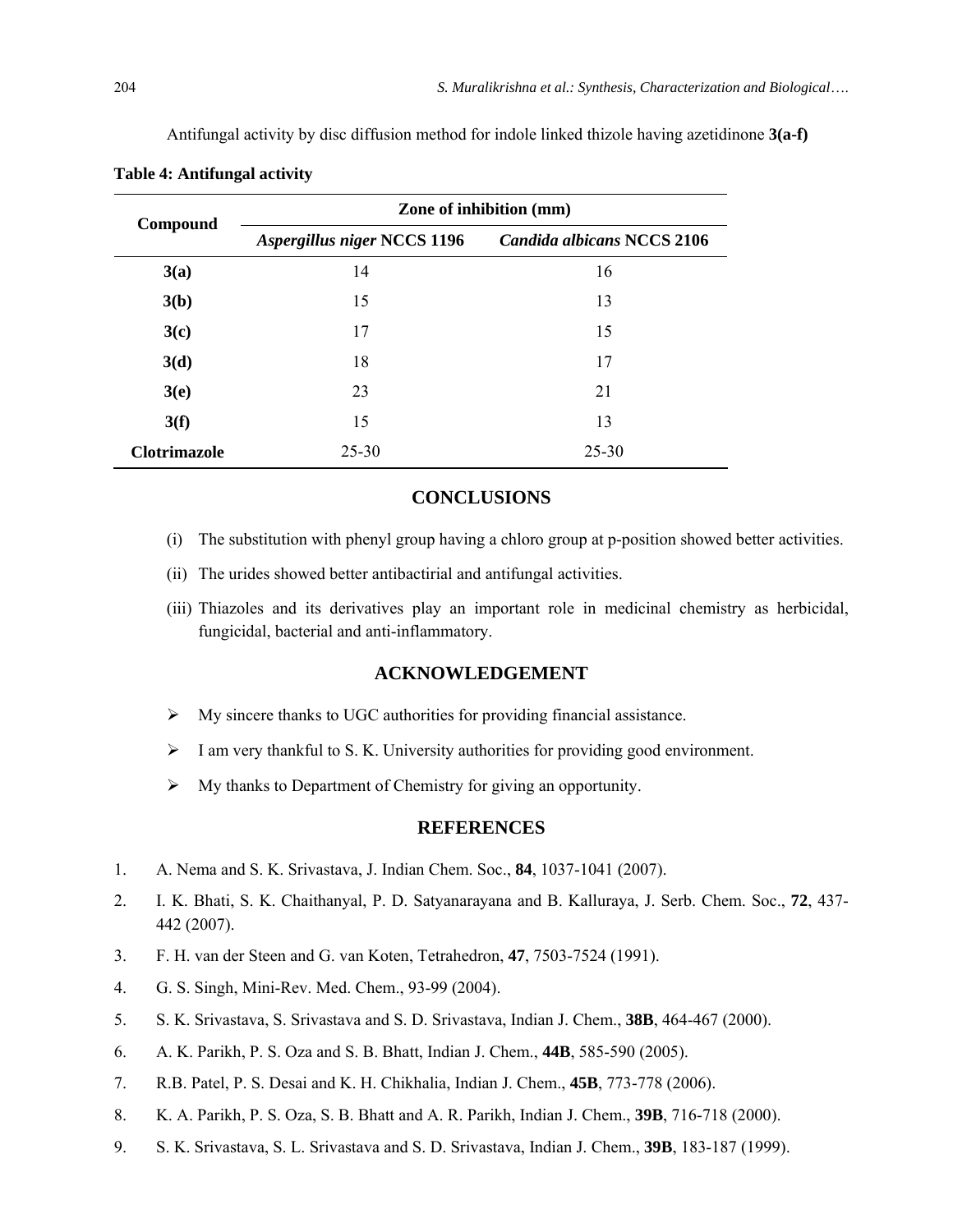Antifungal activity by disc diffusion method for indole linked thizole having azetidinone **3(a-f)**

**Table 4: Antifungal activity**

| Compound | Zone of inhibition (mm) | |
|---|---|---|
| | ***Aspergillus niger* NCCS 1196** | ***Candida albicans* NCCS 2106** |
| **3(a)** | 14 | 16 |
| **3(b)** | 15 | 13 |
| **3(c)** | 17 | 15 |
| **3(d)** | 18 | 17 |
| **3(e)** | 23 | 21 |
| **3(f)** | 15 | 13 |
| **Clotrimazole** | 25-30 | 25-30 |

## CONCLUSIONS

(i) The substitution with phenyl group having a chloro group at p-position showed better activities.

(ii) The urides showed better antibactirial and antifungal activities.

(iii) Thiazoles and its derivatives play an important role in medicinal chemistry as herbicidal, fungicidal, bacterial and anti-inflammatory.

## ACKNOWLEDGEMENT

- My sincere thanks to UGC authorities for providing financial assistance.
- I am very thankful to S. K. University authorities for providing good environment.
- My thanks to Department of Chemistry for giving an opportunity.

## REFERENCES

1. A. Nema and S. K. Srivastava, J. Indian Chem. Soc., **84**, 1037-1041 (2007).
2. I. K. Bhati, S. K. Chaithanyal, P. D. Satyanarayana and B. Kalluraya, J. Serb. Chem. Soc., **72**, 437-442 (2007).
3. F. H. van der Steen and G. van Koten, Tetrahedron, **47**, 7503-7524 (1991).
4. G. S. Singh, Mini-Rev. Med. Chem., 93-99 (2004).
5. S. K. Srivastava, S. Srivastava and S. D. Srivastava, Indian J. Chem., **38B**, 464-467 (2000).
6. A. K. Parikh, P. S. Oza and S. B. Bhatt, Indian J. Chem., **44B**, 585-590 (2005).
7. R.B. Patel, P. S. Desai and K. H. Chikhalia, Indian J. Chem., **45B**, 773-778 (2006).
8. K. A. Parikh, P. S. Oza, S. B. Bhatt and A. R. Parikh, Indian J. Chem., **39B**, 716-718 (2000).
9. S. K. Srivastava, S. L. Srivastava and S. D. Srivastava, Indian J. Chem., **39B**, 183-187 (1999).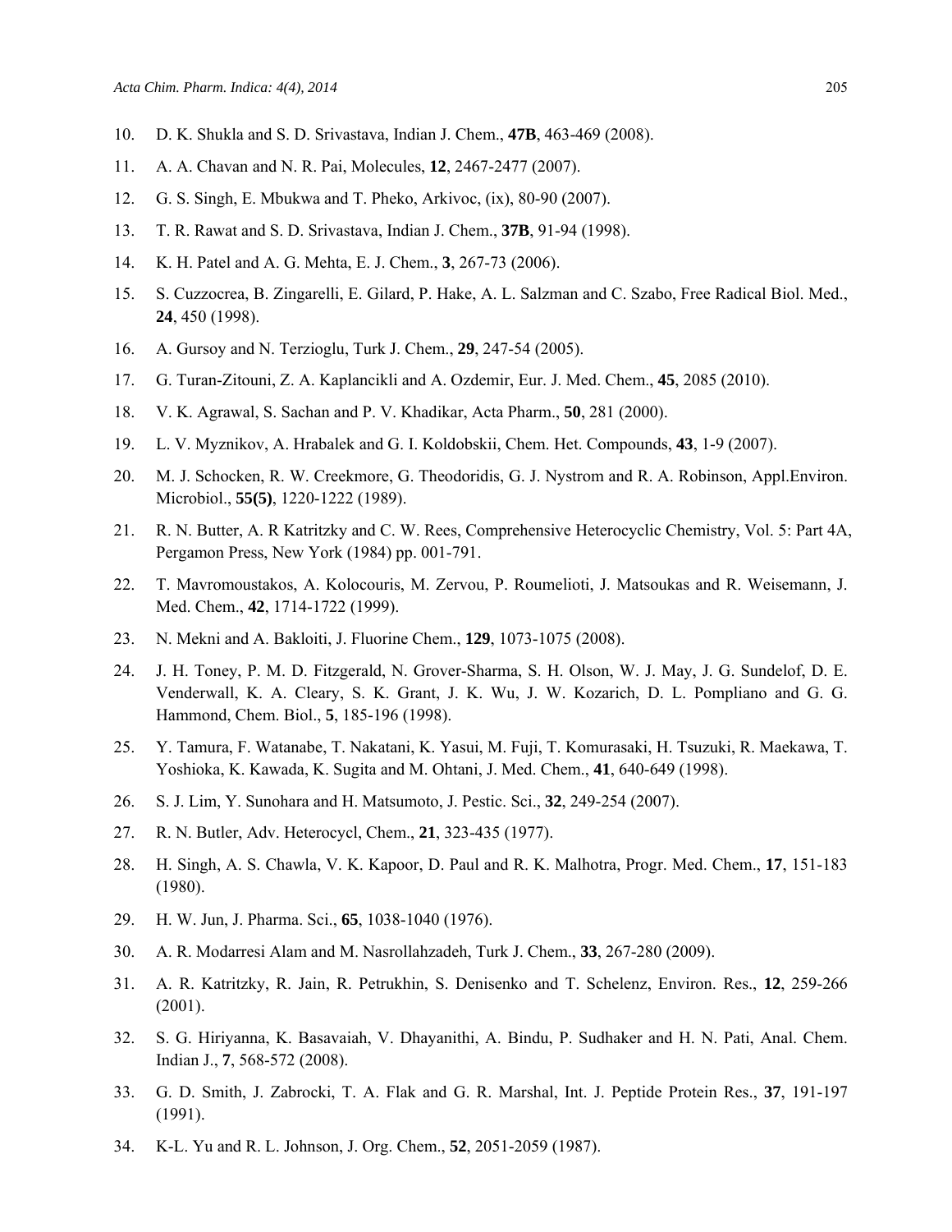10. D. K. Shukla and S. D. Srivastava, Indian J. Chem., **47B**, 463-469 (2008).

11. A. A. Chavan and N. R. Pai, Molecules, **12**, 2467-2477 (2007).

12. G. S. Singh, E. Mbukwa and T. Pheko, Arkivoc, (ix), 80-90 (2007).

13. T. R. Rawat and S. D. Srivastava, Indian J. Chem., **37B**, 91-94 (1998).

14. K. H. Patel and A. G. Mehta, E. J. Chem., **3**, 267-73 (2006).

15. S. Cuzzocrea, B. Zingarelli, E. Gilard, P. Hake, A. L. Salzman and C. Szabo, Free Radical Biol. Med., **24**, 450 (1998).

16. A. Gursoy and N. Terzioglu, Turk J. Chem., **29**, 247-54 (2005).

17. G. Turan-Zitouni, Z. A. Kaplancikli and A. Ozdemir, Eur. J. Med. Chem., **45**, 2085 (2010).

18. V. K. Agrawal, S. Sachan and P. V. Khadikar, Acta Pharm., **50**, 281 (2000).

19. L. V. Myznikov, A. Hrabalek and G. I. Koldobskii, Chem. Het. Compounds, **43**, 1-9 (2007).

20. M. J. Schocken, R. W. Creekmore, G. Theodoridis, G. J. Nystrom and R. A. Robinson, Appl.Environ. Microbiol., **55(5)**, 1220-1222 (1989).

21. R. N. Butter, A. R Katritzky and C. W. Rees, Comprehensive Heterocyclic Chemistry, Vol. 5: Part 4A, Pergamon Press, New York (1984) pp. 001-791.

22. T. Mavromoustakos, A. Kolocouris, M. Zervou, P. Roumelioti, J. Matsoukas and R. Weisemann, J. Med. Chem., **42**, 1714-1722 (1999).

23. N. Mekni and A. Bakloiti, J. Fluorine Chem., **129**, 1073-1075 (2008).

24. J. H. Toney, P. M. D. Fitzgerald, N. Grover-Sharma, S. H. Olson, W. J. May, J. G. Sundelof, D. E. Venderwall, K. A. Cleary, S. K. Grant, J. K. Wu, J. W. Kozarich, D. L. Pompliano and G. G. Hammond, Chem. Biol., **5**, 185-196 (1998).

25. Y. Tamura, F. Watanabe, T. Nakatani, K. Yasui, M. Fuji, T. Komurasaki, H. Tsuzuki, R. Maekawa, T. Yoshioka, K. Kawada, K. Sugita and M. Ohtani, J. Med. Chem., **41**, 640-649 (1998).

26. S. J. Lim, Y. Sunohara and H. Matsumoto, J. Pestic. Sci., **32**, 249-254 (2007).

27. R. N. Butler, Adv. Heterocycl, Chem., **21**, 323-435 (1977).

28. H. Singh, A. S. Chawla, V. K. Kapoor, D. Paul and R. K. Malhotra, Progr. Med. Chem., **17**, 151-183 (1980).

29. H. W. Jun, J. Pharma. Sci., **65**, 1038-1040 (1976).

30. A. R. Modarresi Alam and M. Nasrollahzadeh, Turk J. Chem., **33**, 267-280 (2009).

31. A. R. Katritzky, R. Jain, R. Petrukhin, S. Denisenko and T. Schelenz, Environ. Res., **12**, 259-266 (2001).

32. S. G. Hiriyanna, K. Basavaiah, V. Dhayanithi, A. Bindu, P. Sudhaker and H. N. Pati, Anal. Chem. Indian J., **7**, 568-572 (2008).

33. G. D. Smith, J. Zabrocki, T. A. Flak and G. R. Marshal, Int. J. Peptide Protein Res., **37**, 191-197 (1991).

34. K-L. Yu and R. L. Johnson, J. Org. Chem., **52**, 2051-2059 (1987).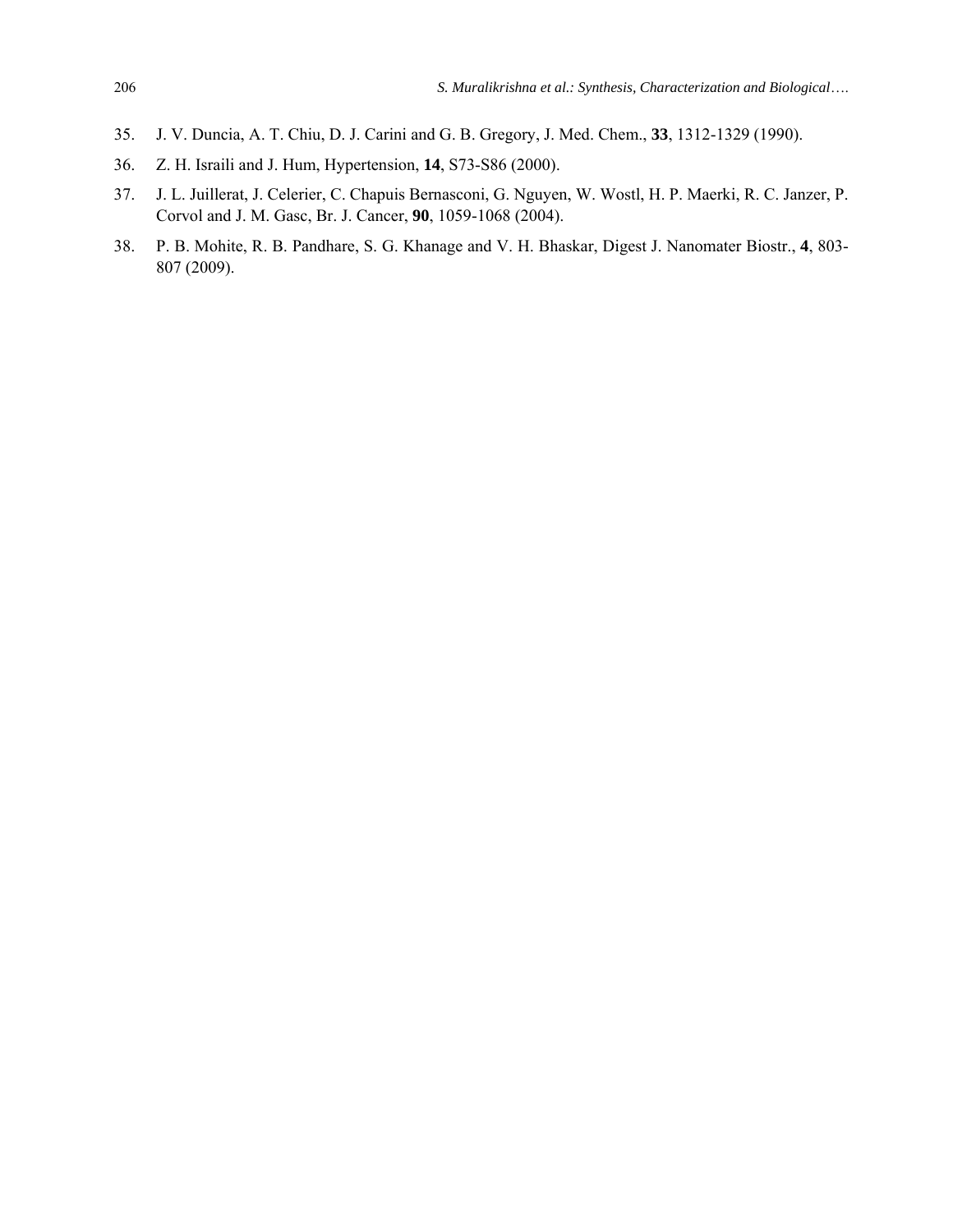35. J. V. Duncia, A. T. Chiu, D. J. Carini and G. B. Gregory, J. Med. Chem., **33**, 1312-1329 (1990).
36. Z. H. Israili and J. Hum, Hypertension, **14**, S73-S86 (2000).
37. J. L. Juillerat, J. Celerier, C. Chapuis Bernasconi, G. Nguyen, W. Wostl, H. P. Maerki, R. C. Janzer, P. Corvol and J. M. Gasc, Br. J. Cancer, **90**, 1059-1068 (2004).
38. P. B. Mohite, R. B. Pandhare, S. G. Khanage and V. H. Bhaskar, Digest J. Nanomater Biostr., **4**, 803-807 (2009).